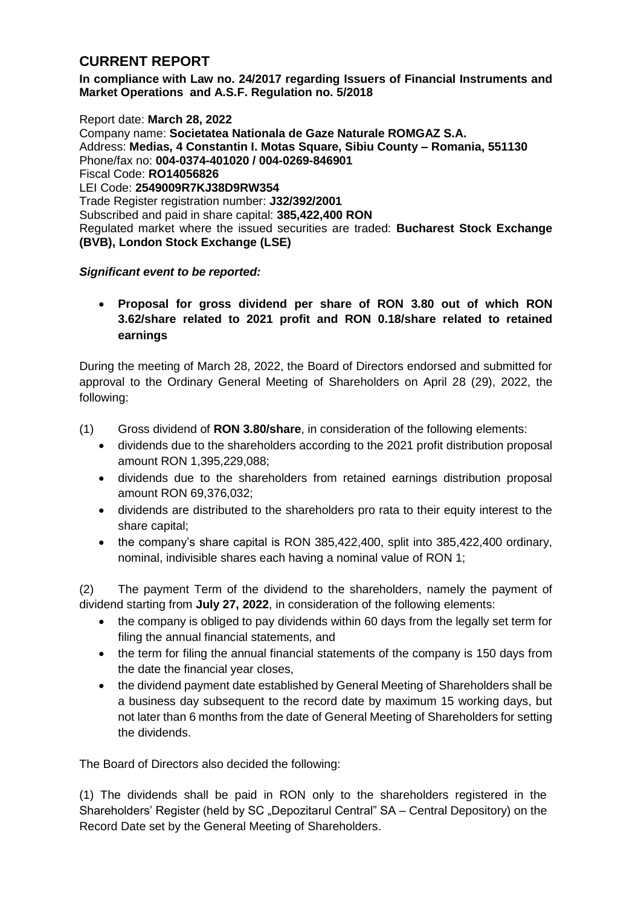## CURRENT REPORT

**In compliance with Law no. 24/2017 regarding Issuers of Financial Instruments and Market Operations and A.S.F. Regulation no. 5/2018**

Report date: **March 28, 2022**
Company name: **Societatea Nationala de Gaze Naturale ROMGAZ S.A.**
Address: **Medias, 4 Constantin I. Motas Square, Sibiu County – Romania, 551130**
Phone/fax no: **004-0374-401020 / 004-0269-846901**
Fiscal Code: **RO14056826**
LEI Code: **2549009R7KJ38D9RW354**
Trade Register registration number: **J32/392/2001**
Subscribed and paid in share capital: **385,422,400 RON**
Regulated market where the issued securities are traded: **Bucharest Stock Exchange (BVB), London Stock Exchange (LSE)**

***Significant event to be reported:***

- **Proposal for gross dividend per share of RON 3.80 out of which RON 3.62/share related to 2021 profit and RON 0.18/share related to retained earnings**

During the meeting of March 28, 2022, the Board of Directors endorsed and submitted for approval to the Ordinary General Meeting of Shareholders on April 28 (29), 2022, the following:

(1) Gross dividend of **RON 3.80/share**, in consideration of the following elements:

- dividends due to the shareholders according to the 2021 profit distribution proposal amount RON 1,395,229,088;
- dividends due to the shareholders from retained earnings distribution proposal amount RON 69,376,032;
- dividends are distributed to the shareholders pro rata to their equity interest to the share capital;
- the company's share capital is RON 385,422,400, split into 385,422,400 ordinary, nominal, indivisible shares each having a nominal value of RON 1;

(2) The payment Term of the dividend to the shareholders, namely the payment of dividend starting from **July 27, 2022**, in consideration of the following elements:

- the company is obliged to pay dividends within 60 days from the legally set term for filing the annual financial statements, and
- the term for filing the annual financial statements of the company is 150 days from the date the financial year closes,
- the dividend payment date established by General Meeting of Shareholders shall be a business day subsequent to the record date by maximum 15 working days, but not later than 6 months from the date of General Meeting of Shareholders for setting the dividends.

The Board of Directors also decided the following:

(1) The dividends shall be paid in RON only to the shareholders registered in the Shareholders' Register (held by SC „Depozitarul Central" SA – Central Depository) on the Record Date set by the General Meeting of Shareholders.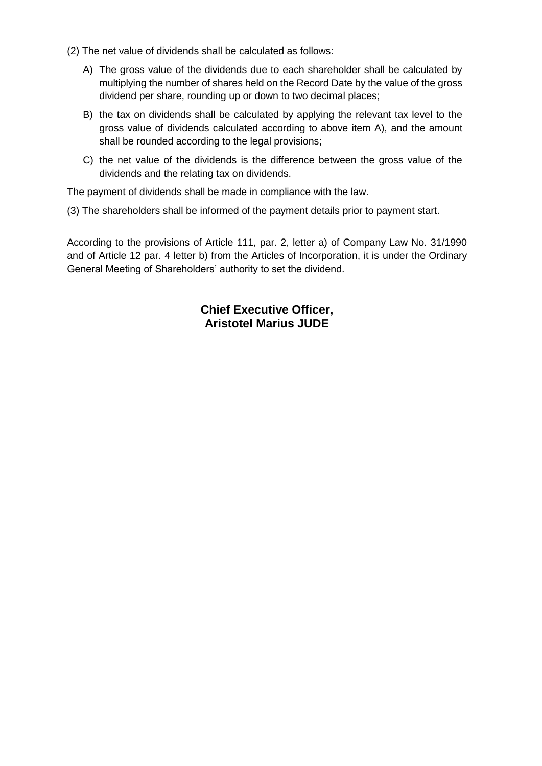(2) The net value of dividends shall be calculated as follows:

A) The gross value of the dividends due to each shareholder shall be calculated by multiplying the number of shares held on the Record Date by the value of the gross dividend per share, rounding up or down to two decimal places;

B) the tax on dividends shall be calculated by applying the relevant tax level to the gross value of dividends calculated according to above item A), and the amount shall be rounded according to the legal provisions;

C) the net value of the dividends is the difference between the gross value of the dividends and the relating tax on dividends.

The payment of dividends shall be made in compliance with the law.

(3) The shareholders shall be informed of the payment details prior to payment start.

According to the provisions of Article 111, par. 2, letter a) of Company Law No. 31/1990 and of Article 12 par. 4 letter b) from the Articles of Incorporation, it is under the Ordinary General Meeting of Shareholders' authority to set the dividend.

**Chief Executive Officer,**
**Aristotel Marius JUDE**